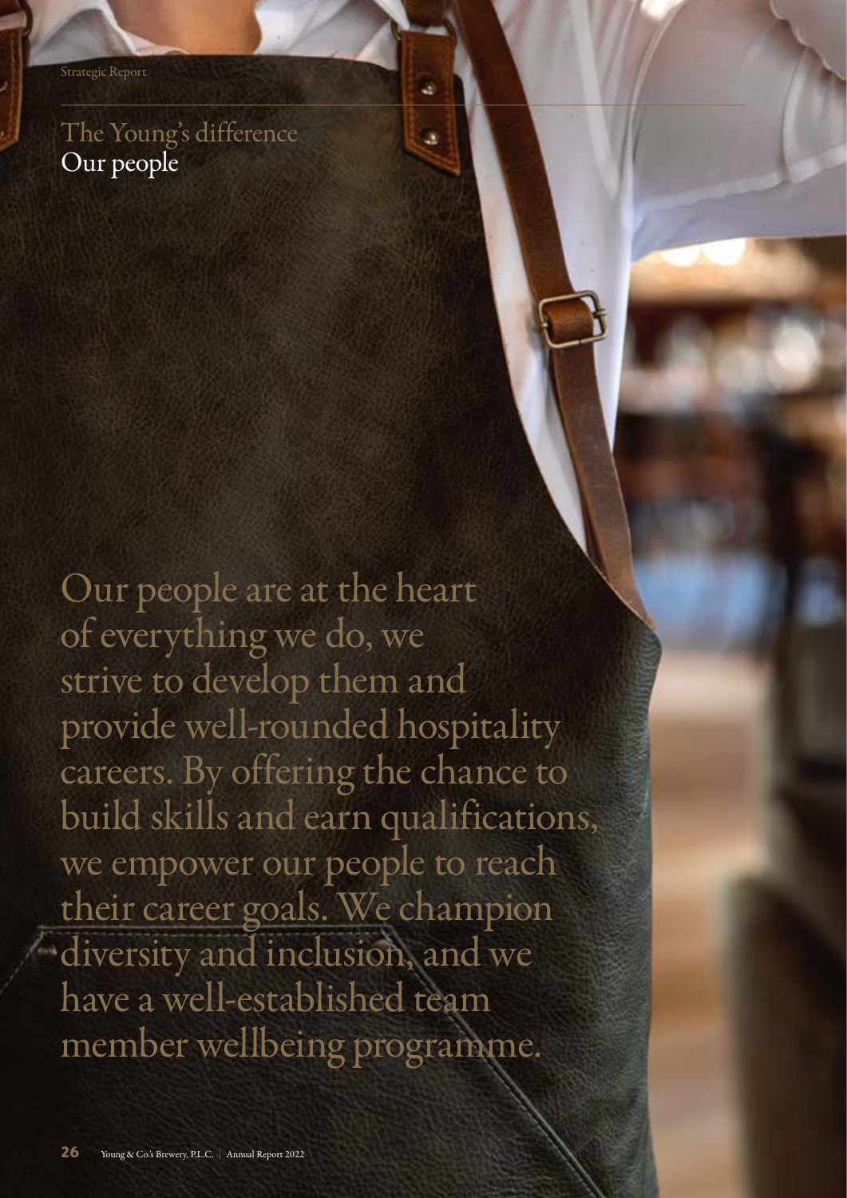## The Young's difference
# Our people

Our people are at the heart of everything we do, we strive to develop them and provide well-rounded hospitality careers. By offering the chance to build skills and earn qualifications, we empower our people to reach their career goals. We champion diversity and inclusion, and we have a well-established team member wellbeing programme.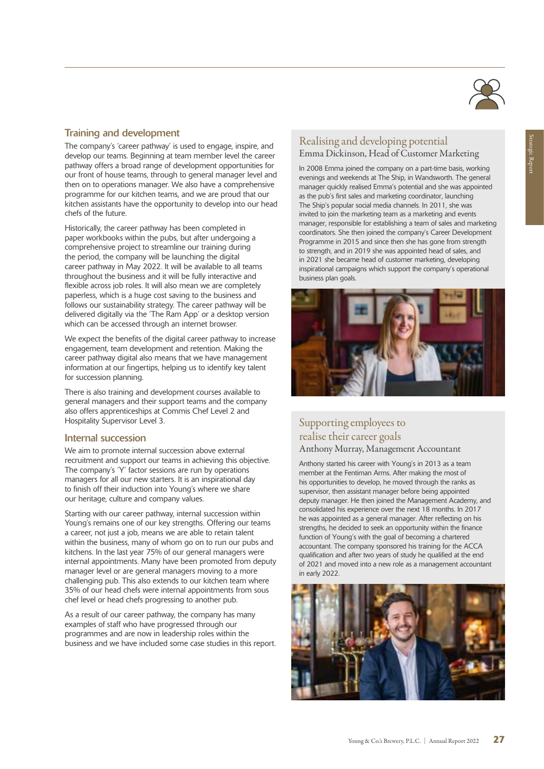## Training and development

The company's 'career pathway' is used to engage, inspire, and develop our teams. Beginning at team member level the career pathway offers a broad range of development opportunities for our front of house teams, through to general manager level and then on to operations manager. We also have a comprehensive programme for our kitchen teams, and we are proud that our kitchen assistants have the opportunity to develop into our head chefs of the future.

Historically, the career pathway has been completed in paper workbooks within the pubs, but after undergoing a comprehensive project to streamline our training during the period, the company will be launching the digital career pathway in May 2022. It will be available to all teams throughout the business and it will be fully interactive and flexible across job roles. It will also mean we are completely paperless, which is a huge cost saving to the business and follows our sustainability strategy. The career pathway will be delivered digitally via the 'The Ram App' or a desktop version which can be accessed through an internet browser.

We expect the benefits of the digital career pathway to increase engagement, team development and retention. Making the career pathway digital also means that we have management information at our fingertips, helping us to identify key talent for succession planning.

There is also training and development courses available to general managers and their support teams and the company also offers apprenticeships at Commis Chef Level 2 and Hospitality Supervisor Level 3.

## Internal succession

We aim to promote internal succession above external recruitment and support our teams in achieving this objective. The company's 'Y' factor sessions are run by operations managers for all our new starters. It is an inspirational day to finish off their induction into Young's where we share our heritage, culture and company values.

Starting with our career pathway, internal succession within Young's remains one of our key strengths. Offering our teams a career, not just a job, means we are able to retain talent within the business, many of whom go on to run our pubs and kitchens. In the last year 75% of our general managers were internal appointments. Many have been promoted from deputy manager level or are general managers moving to a more challenging pub. This also extends to our kitchen team where 35% of our head chefs were internal appointments from sous chef level or head chefs progressing to another pub.

As a result of our career pathway, the company has many examples of staff who have progressed through our programmes and are now in leadership roles within the business and we have included some case studies in this report.

## Realising and developing potential

### Emma Dickinson, Head of Customer Marketing

In 2008 Emma joined the company on a part-time basis, working evenings and weekends at The Ship, in Wandsworth. The general manager quickly realised Emma's potential and she was appointed as the pub's first sales and marketing coordinator, launching The Ship's popular social media channels. In 2011, she was invited to join the marketing team as a marketing and events manager, responsible for establishing a team of sales and marketing coordinators. She then joined the company's Career Development Programme in 2015 and since then she has gone from strength to strength, and in 2019 she was appointed head of sales, and in 2021 she became head of customer marketing, developing inspirational campaigns which support the company's operational business plan goals.

## Supporting employees to realise their career goals

### Anthony Murray, Management Accountant

Anthony started his career with Young's in 2013 as a team member at the Fentiman Arms. After making the most of his opportunities to develop, he moved through the ranks as supervisor, then assistant manager before being appointed deputy manager. He then joined the Management Academy, and consolidated his experience over the next 18 months. In 2017 he was appointed as a general manager. After reflecting on his strengths, he decided to seek an opportunity within the finance function of Young's with the goal of becoming a chartered accountant. The company sponsored his training for the ACCA qualification and after two years of study he qualified at the end of 2021 and moved into a new role as a management accountant in early 2022.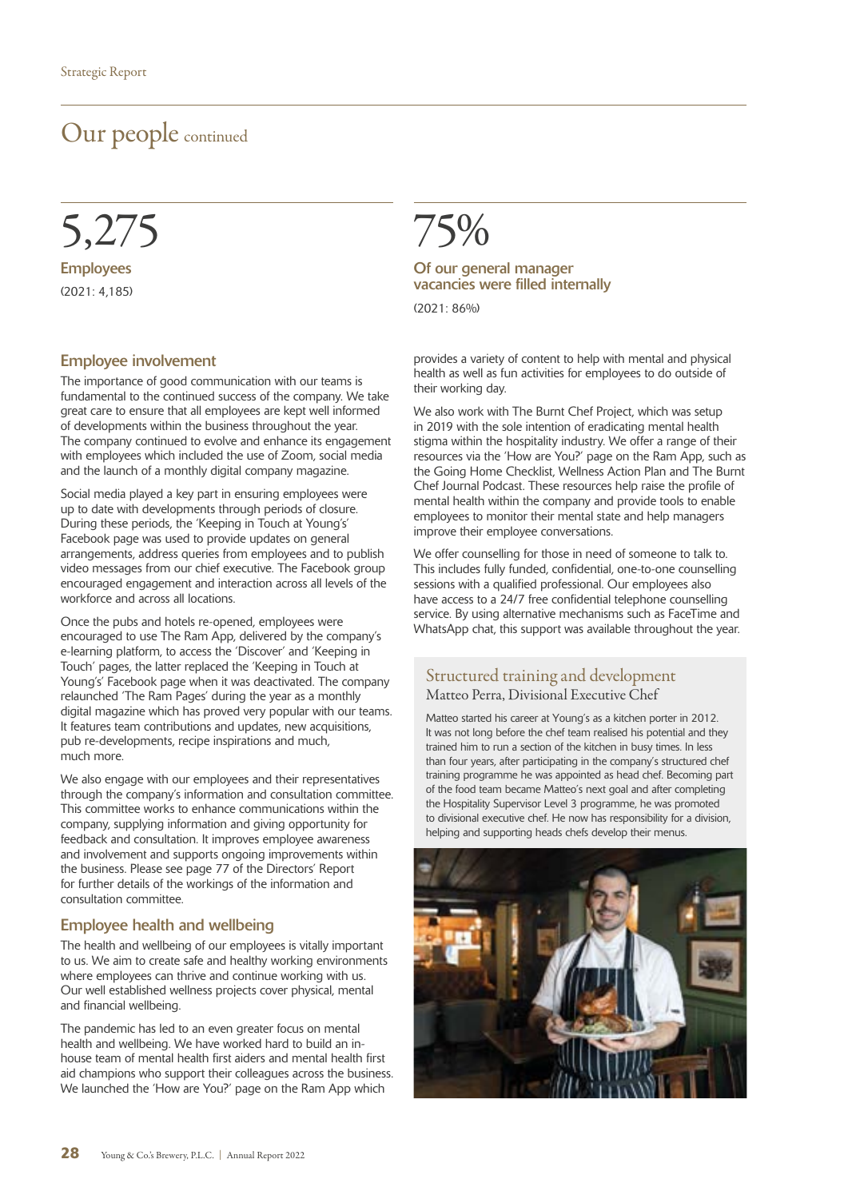# Our people continued

**5,275**

**Employees**

(2021: 4,185)

**75%**

**Of our general manager vacancies were filled internally**

(2021: 86%)

## Employee involvement

The importance of good communication with our teams is fundamental to the continued success of the company. We take great care to ensure that all employees are kept well informed of developments within the business throughout the year. The company continued to evolve and enhance its engagement with employees which included the use of Zoom, social media and the launch of a monthly digital company magazine.

Social media played a key part in ensuring employees were up to date with developments through periods of closure. During these periods, the 'Keeping in Touch at Young's' Facebook page was used to provide updates on general arrangements, address queries from employees and to publish video messages from our chief executive. The Facebook group encouraged engagement and interaction across all levels of the workforce and across all locations.

Once the pubs and hotels re-opened, employees were encouraged to use The Ram App, delivered by the company's e-learning platform, to access the 'Discover' and 'Keeping in Touch' pages, the latter replaced the 'Keeping in Touch at Young's' Facebook page when it was deactivated. The company relaunched 'The Ram Pages' during the year as a monthly digital magazine which has proved very popular with our teams. It features team contributions and updates, new acquisitions, pub re-developments, recipe inspirations and much, much more.

We also engage with our employees and their representatives through the company's information and consultation committee. This committee works to enhance communications within the company, supplying information and giving opportunity for feedback and consultation. It improves employee awareness and involvement and supports ongoing improvements within the business. Please see page 77 of the Directors' Report for further details of the workings of the information and consultation committee.

## Employee health and wellbeing

The health and wellbeing of our employees is vitally important to us. We aim to create safe and healthy working environments where employees can thrive and continue working with us. Our well established wellness projects cover physical, mental and financial wellbeing.

The pandemic has led to an even greater focus on mental health and wellbeing. We have worked hard to build an in-house team of mental health first aiders and mental health first aid champions who support their colleagues across the business. We launched the 'How are You?' page on the Ram App which provides a variety of content to help with mental and physical health as well as fun activities for employees to do outside of their working day.

We also work with The Burnt Chef Project, which was setup in 2019 with the sole intention of eradicating mental health stigma within the hospitality industry. We offer a range of their resources via the 'How are You?' page on the Ram App, such as the Going Home Checklist, Wellness Action Plan and The Burnt Chef Journal Podcast. These resources help raise the profile of mental health within the company and provide tools to enable employees to monitor their mental state and help managers improve their employee conversations.

We offer counselling for those in need of someone to talk to. This includes fully funded, confidential, one-to-one counselling sessions with a qualified professional. Our employees also have access to a 24/7 free confidential telephone counselling service. By using alternative mechanisms such as FaceTime and WhatsApp chat, this support was available throughout the year.

### Structured training and development

**Matteo Perra, Divisional Executive Chef**

Matteo started his career at Young's as a kitchen porter in 2012. It was not long before the chef team realised his potential and they trained him to run a section of the kitchen in busy times. In less than four years, after participating in the company's structured chef training programme he was appointed as head chef. Becoming part of the food team became Matteo's next goal and after completing the Hospitality Supervisor Level 3 programme, he was promoted to divisional executive chef. He now has responsibility for a division, helping and supporting heads chefs develop their menus.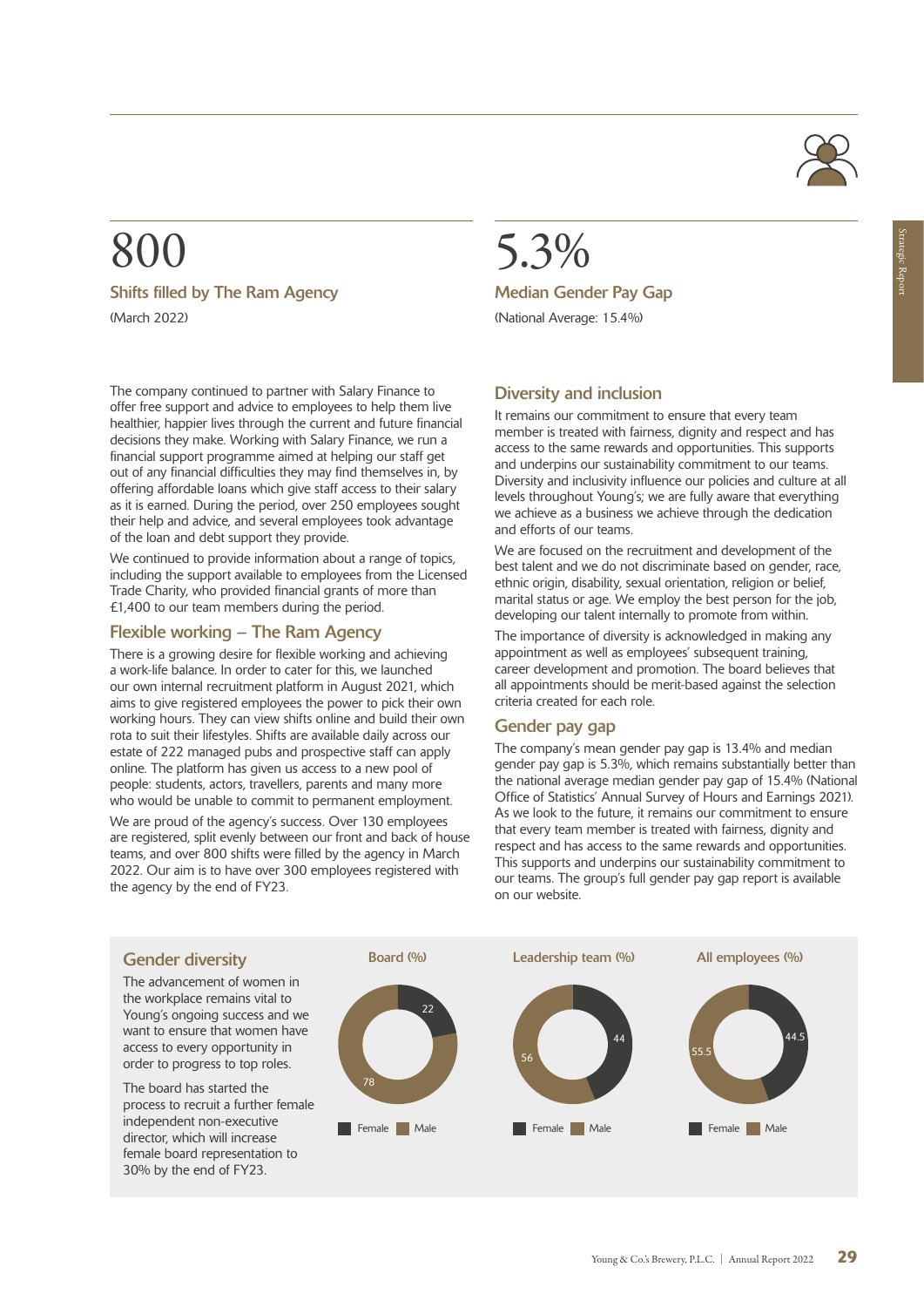# 800

### Shifts filled by The Ram Agency

(March 2022)

# 5.3%

### Median Gender Pay Gap

(National Average: 15.4%)

The company continued to partner with Salary Finance to offer free support and advice to employees to help them live healthier, happier lives through the current and future financial decisions they make. Working with Salary Finance, we run a financial support programme aimed at helping our staff get out of any financial difficulties they may find themselves in, by offering affordable loans which give staff access to their salary as it is earned. During the period, over 250 employees sought their help and advice, and several employees took advantage of the loan and debt support they provide.

We continued to provide information about a range of topics, including the support available to employees from the Licensed Trade Charity, who provided financial grants of more than £1,400 to our team members during the period.

## Flexible working – The Ram Agency

There is a growing desire for flexible working and achieving a work-life balance. In order to cater for this, we launched our own internal recruitment platform in August 2021, which aims to give registered employees the power to pick their own working hours. They can view shifts online and build their own rota to suit their lifestyles. Shifts are available daily across our estate of 222 managed pubs and prospective staff can apply online. The platform has given us access to a new pool of people: students, actors, travellers, parents and many more who would be unable to commit to permanent employment.

We are proud of the agency's success. Over 130 employees are registered, split evenly between our front and back of house teams, and over 800 shifts were filled by the agency in March 2022. Our aim is to have over 300 employees registered with the agency by the end of FY23.

## Diversity and inclusion

It remains our commitment to ensure that every team member is treated with fairness, dignity and respect and has access to the same rewards and opportunities. This supports and underpins our sustainability commitment to our teams. Diversity and inclusivity influence our policies and culture at all levels throughout Young's; we are fully aware that everything we achieve as a business we achieve through the dedication and efforts of our teams.

We are focused on the recruitment and development of the best talent and we do not discriminate based on gender, race, ethnic origin, disability, sexual orientation, religion or belief, marital status or age. We employ the best person for the job, developing our talent internally to promote from within.

The importance of diversity is acknowledged in making any appointment as well as employees' subsequent training, career development and promotion. The board believes that all appointments should be merit-based against the selection criteria created for each role.

## Gender pay gap

The company's mean gender pay gap is 13.4% and median gender pay gap is 5.3%, which remains substantially better than the national average median gender pay gap of 15.4% (National Office of Statistics' Annual Survey of Hours and Earnings 2021). As we look to the future, it remains our commitment to ensure that every team member is treated with fairness, dignity and respect and has access to the same rewards and opportunities. This supports and underpins our sustainability commitment to our teams. The group's full gender pay gap report is available on our website.

## Gender diversity

The advancement of women in the workplace remains vital to Young's ongoing success and we want to ensure that women have access to every opportunity in order to progress to top roles.

The board has started the process to recruit a further female independent non-executive director, which will increase female board representation to 30% by the end of FY23.

Board (%)

22

78

Female Male

Leadership team (%)

44

56

Female Male

All employees (%)

44.5

55.5

Female Male